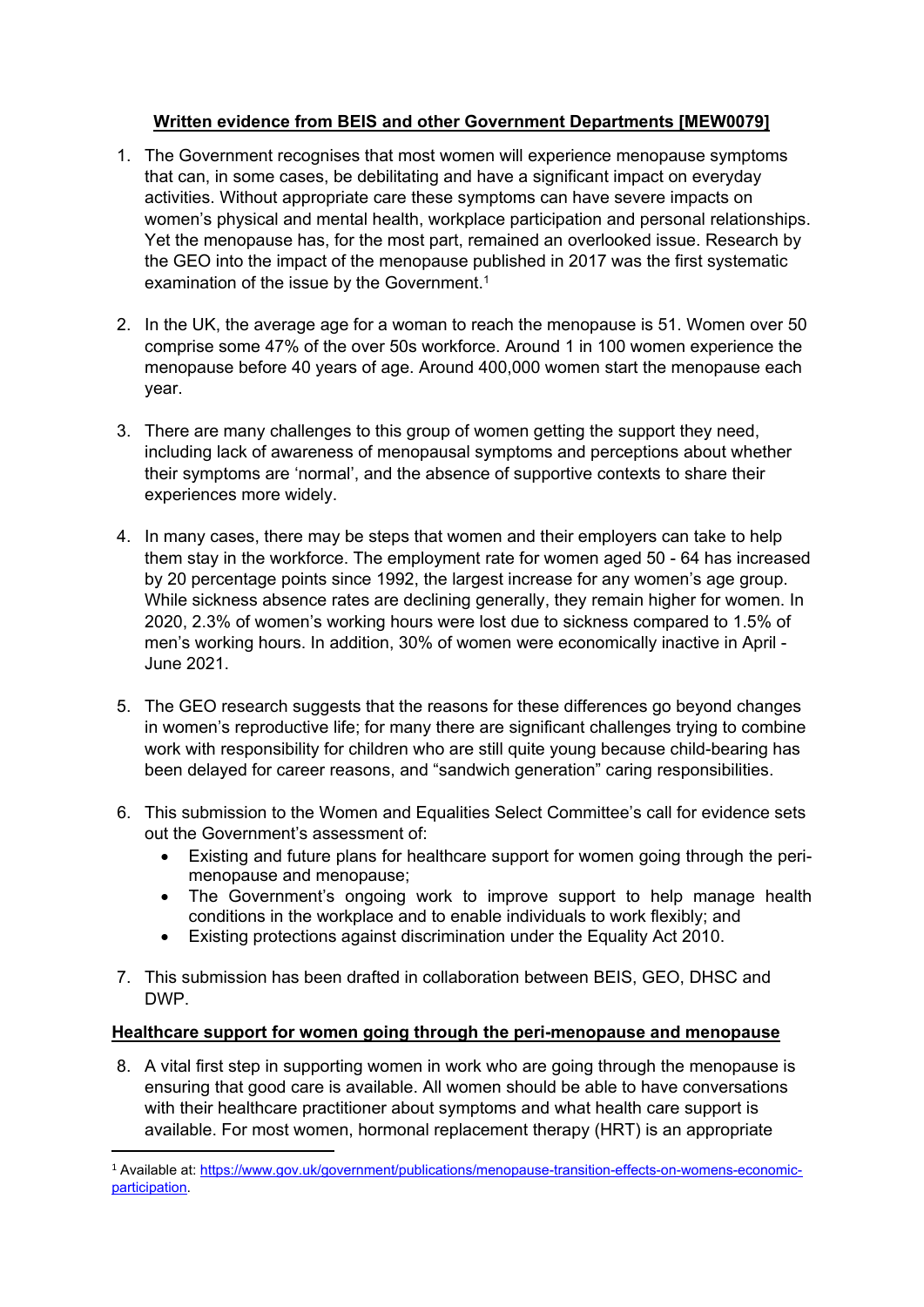# Written evidence from BEIS and other Government Departments [MEW0079]

1. The Government recognises that most women will experience menopause symptoms that can, in some cases, be debilitating and have a significant impact on everyday activities. Without appropriate care these symptoms can have severe impacts on women's physical and mental health, workplace participation and personal relationships. Yet the menopause has, for the most part, remained an overlooked issue. Research by the GEO into the impact of the menopause published in 2017 was the first systematic examination of the issue by the Government.[1]

2. In the UK, the average age for a woman to reach the menopause is 51. Women over 50 comprise some 47% of the over 50s workforce. Around 1 in 100 women experience the menopause before 40 years of age. Around 400,000 women start the menopause each year.

3. There are many challenges to this group of women getting the support they need, including lack of awareness of menopausal symptoms and perceptions about whether their symptoms are 'normal', and the absence of supportive contexts to share their experiences more widely.

4. In many cases, there may be steps that women and their employers can take to help them stay in the workforce. The employment rate for women aged 50 - 64 has increased by 20 percentage points since 1992, the largest increase for any women's age group. While sickness absence rates are declining generally, they remain higher for women. In 2020, 2.3% of women's working hours were lost due to sickness compared to 1.5% of men's working hours. In addition, 30% of women were economically inactive in April - June 2021.

5. The GEO research suggests that the reasons for these differences go beyond changes in women's reproductive life; for many there are significant challenges trying to combine work with responsibility for children who are still quite young because child-bearing has been delayed for career reasons, and "sandwich generation" caring responsibilities.

6. This submission to the Women and Equalities Select Committee's call for evidence sets out the Government's assessment of:
   - Existing and future plans for healthcare support for women going through the peri-menopause and menopause;
   - The Government's ongoing work to improve support to help manage health conditions in the workplace and to enable individuals to work flexibly; and
   - Existing protections against discrimination under the Equality Act 2010.

7. This submission has been drafted in collaboration between BEIS, GEO, DHSC and DWP.

## Healthcare support for women going through the peri-menopause and menopause

8. A vital first step in supporting women in work who are going through the menopause is ensuring that good care is available. All women should be able to have conversations with their healthcare practitioner about symptoms and what health care support is available. For most women, hormonal replacement therapy (HRT) is an appropriate

---

[1] Available at: [https://www.gov.uk/government/publications/menopause-transition-effects-on-womens-economic-participation](https://www.gov.uk/government/publications/menopause-transition-effects-on-womens-economic-participation).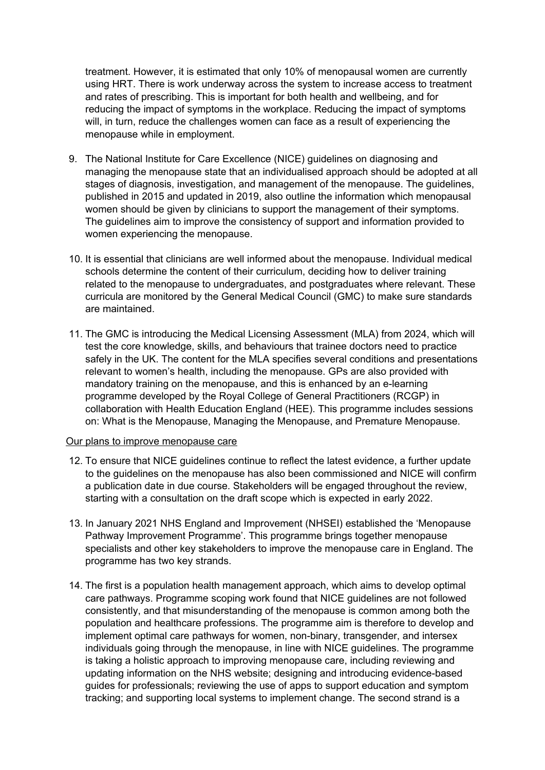treatment. However, it is estimated that only 10% of menopausal women are currently using HRT. There is work underway across the system to increase access to treatment and rates of prescribing. This is important for both health and wellbeing, and for reducing the impact of symptoms in the workplace. Reducing the impact of symptoms will, in turn, reduce the challenges women can face as a result of experiencing the menopause while in employment.

9. The National Institute for Care Excellence (NICE) guidelines on diagnosing and managing the menopause state that an individualised approach should be adopted at all stages of diagnosis, investigation, and management of the menopause. The guidelines, published in 2015 and updated in 2019, also outline the information which menopausal women should be given by clinicians to support the management of their symptoms. The guidelines aim to improve the consistency of support and information provided to women experiencing the menopause.

10. It is essential that clinicians are well informed about the menopause. Individual medical schools determine the content of their curriculum, deciding how to deliver training related to the menopause to undergraduates, and postgraduates where relevant. These curricula are monitored by the General Medical Council (GMC) to make sure standards are maintained.

11. The GMC is introducing the Medical Licensing Assessment (MLA) from 2024, which will test the core knowledge, skills, and behaviours that trainee doctors need to practice safely in the UK. The content for the MLA specifies several conditions and presentations relevant to women's health, including the menopause. GPs are also provided with mandatory training on the menopause, and this is enhanced by an e-learning programme developed by the Royal College of General Practitioners (RCGP) in collaboration with Health Education England (HEE). This programme includes sessions on: What is the Menopause, Managing the Menopause, and Premature Menopause.

<u>Our plans to improve menopause care</u>

12. To ensure that NICE guidelines continue to reflect the latest evidence, a further update to the guidelines on the menopause has also been commissioned and NICE will confirm a publication date in due course. Stakeholders will be engaged throughout the review, starting with a consultation on the draft scope which is expected in early 2022.

13. In January 2021 NHS England and Improvement (NHSEI) established the 'Menopause Pathway Improvement Programme'. This programme brings together menopause specialists and other key stakeholders to improve the menopause care in England. The programme has two key strands.

14. The first is a population health management approach, which aims to develop optimal care pathways. Programme scoping work found that NICE guidelines are not followed consistently, and that misunderstanding of the menopause is common among both the population and healthcare professions. The programme aim is therefore to develop and implement optimal care pathways for women, non-binary, transgender, and intersex individuals going through the menopause, in line with NICE guidelines. The programme is taking a holistic approach to improving menopause care, including reviewing and updating information on the NHS website; designing and introducing evidence-based guides for professionals; reviewing the use of apps to support education and symptom tracking; and supporting local systems to implement change. The second strand is a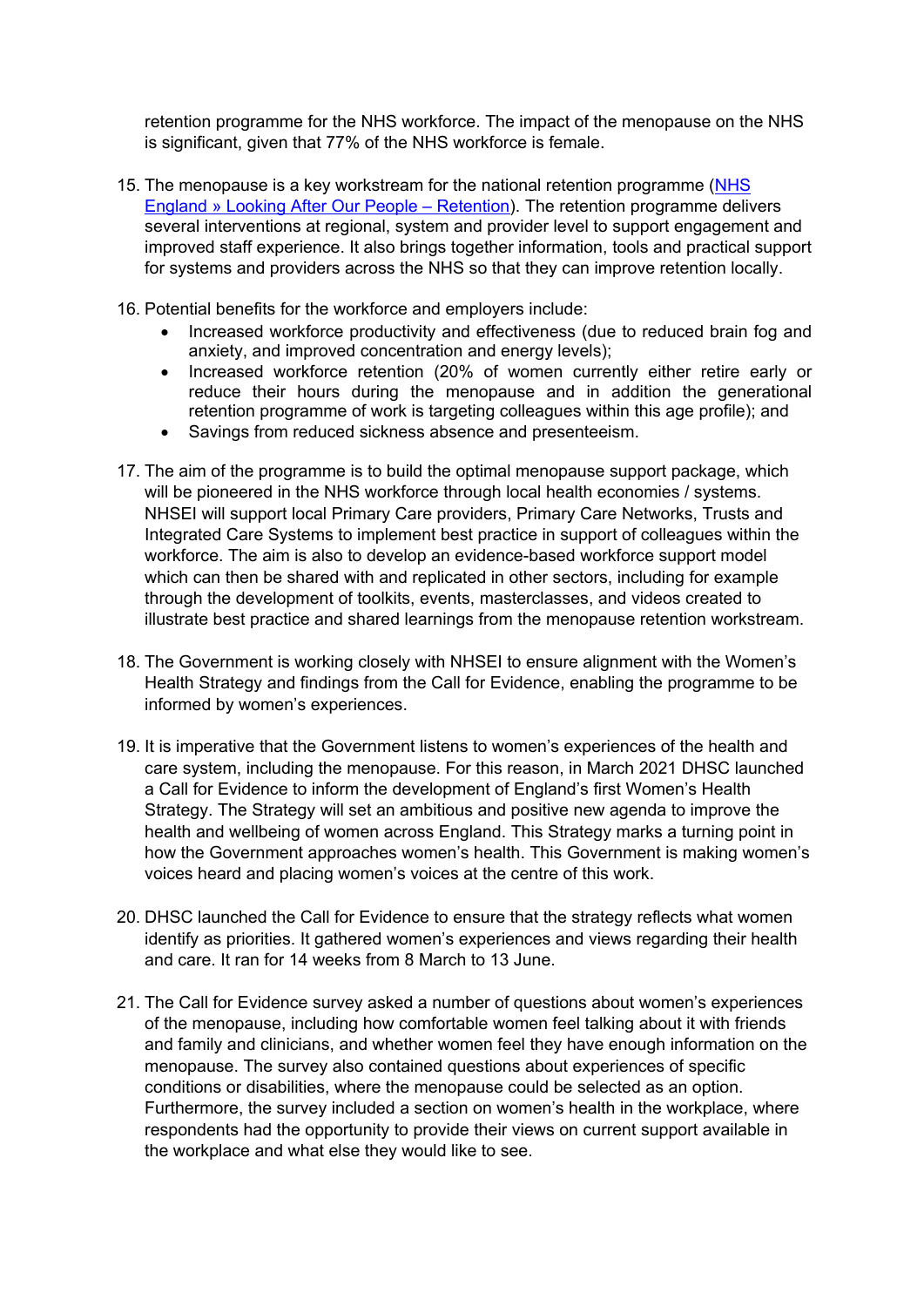retention programme for the NHS workforce. The impact of the menopause on the NHS is significant, given that 77% of the NHS workforce is female.

15. The menopause is a key workstream for the national retention programme ([NHS England » Looking After Our People – Retention](NHS England » Looking After Our People – Retention)). The retention programme delivers several interventions at regional, system and provider level to support engagement and improved staff experience. It also brings together information, tools and practical support for systems and providers across the NHS so that they can improve retention locally.

16. Potential benefits for the workforce and employers include:
    - Increased workforce productivity and effectiveness (due to reduced brain fog and anxiety, and improved concentration and energy levels);
    - Increased workforce retention (20% of women currently either retire early or reduce their hours during the menopause and in addition the generational retention programme of work is targeting colleagues within this age profile); and
    - Savings from reduced sickness absence and presenteeism.

17. The aim of the programme is to build the optimal menopause support package, which will be pioneered in the NHS workforce through local health economies / systems. NHSEI will support local Primary Care providers, Primary Care Networks, Trusts and Integrated Care Systems to implement best practice in support of colleagues within the workforce. The aim is also to develop an evidence-based workforce support model which can then be shared with and replicated in other sectors, including for example through the development of toolkits, events, masterclasses, and videos created to illustrate best practice and shared learnings from the menopause retention workstream.

18. The Government is working closely with NHSEI to ensure alignment with the Women's Health Strategy and findings from the Call for Evidence, enabling the programme to be informed by women's experiences.

19. It is imperative that the Government listens to women's experiences of the health and care system, including the menopause. For this reason, in March 2021 DHSC launched a Call for Evidence to inform the development of England's first Women's Health Strategy. The Strategy will set an ambitious and positive new agenda to improve the health and wellbeing of women across England. This Strategy marks a turning point in how the Government approaches women's health. This Government is making women's voices heard and placing women's voices at the centre of this work.

20. DHSC launched the Call for Evidence to ensure that the strategy reflects what women identify as priorities. It gathered women's experiences and views regarding their health and care. It ran for 14 weeks from 8 March to 13 June.

21. The Call for Evidence survey asked a number of questions about women's experiences of the menopause, including how comfortable women feel talking about it with friends and family and clinicians, and whether women feel they have enough information on the menopause. The survey also contained questions about experiences of specific conditions or disabilities, where the menopause could be selected as an option. Furthermore, the survey included a section on women's health in the workplace, where respondents had the opportunity to provide their views on current support available in the workplace and what else they would like to see.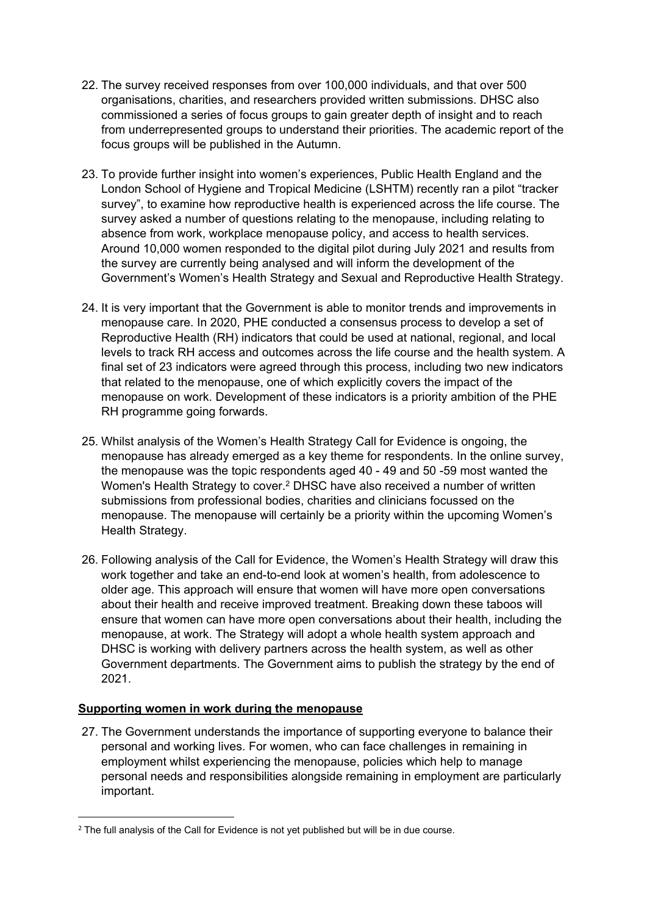22. The survey received responses from over 100,000 individuals, and that over 500 organisations, charities, and researchers provided written submissions. DHSC also commissioned a series of focus groups to gain greater depth of insight and to reach from underrepresented groups to understand their priorities. The academic report of the focus groups will be published in the Autumn.

23. To provide further insight into women's experiences, Public Health England and the London School of Hygiene and Tropical Medicine (LSHTM) recently ran a pilot "tracker survey", to examine how reproductive health is experienced across the life course. The survey asked a number of questions relating to the menopause, including relating to absence from work, workplace menopause policy, and access to health services. Around 10,000 women responded to the digital pilot during July 2021 and results from the survey are currently being analysed and will inform the development of the Government's Women's Health Strategy and Sexual and Reproductive Health Strategy.

24. It is very important that the Government is able to monitor trends and improvements in menopause care. In 2020, PHE conducted a consensus process to develop a set of Reproductive Health (RH) indicators that could be used at national, regional, and local levels to track RH access and outcomes across the life course and the health system. A final set of 23 indicators were agreed through this process, including two new indicators that related to the menopause, one of which explicitly covers the impact of the menopause on work. Development of these indicators is a priority ambition of the PHE RH programme going forwards.

25. Whilst analysis of the Women's Health Strategy Call for Evidence is ongoing, the menopause has already emerged as a key theme for respondents. In the online survey, the menopause was the topic respondents aged 40 - 49 and 50 -59 most wanted the Women's Health Strategy to cover.[2] DHSC have also received a number of written submissions from professional bodies, charities and clinicians focussed on the menopause. The menopause will certainly be a priority within the upcoming Women's Health Strategy.

26. Following analysis of the Call for Evidence, the Women's Health Strategy will draw this work together and take an end-to-end look at women's health, from adolescence to older age. This approach will ensure that women will have more open conversations about their health and receive improved treatment. Breaking down these taboos will ensure that women can have more open conversations about their health, including the menopause, at work. The Strategy will adopt a whole health system approach and DHSC is working with delivery partners across the health system, as well as other Government departments. The Government aims to publish the strategy by the end of 2021.

**Supporting women in work during the menopause**

27. The Government understands the importance of supporting everyone to balance their personal and working lives. For women, who can face challenges in remaining in employment whilst experiencing the menopause, policies which help to manage personal needs and responsibilities alongside remaining in employment are particularly important.

---

[2] The full analysis of the Call for Evidence is not yet published but will be in due course.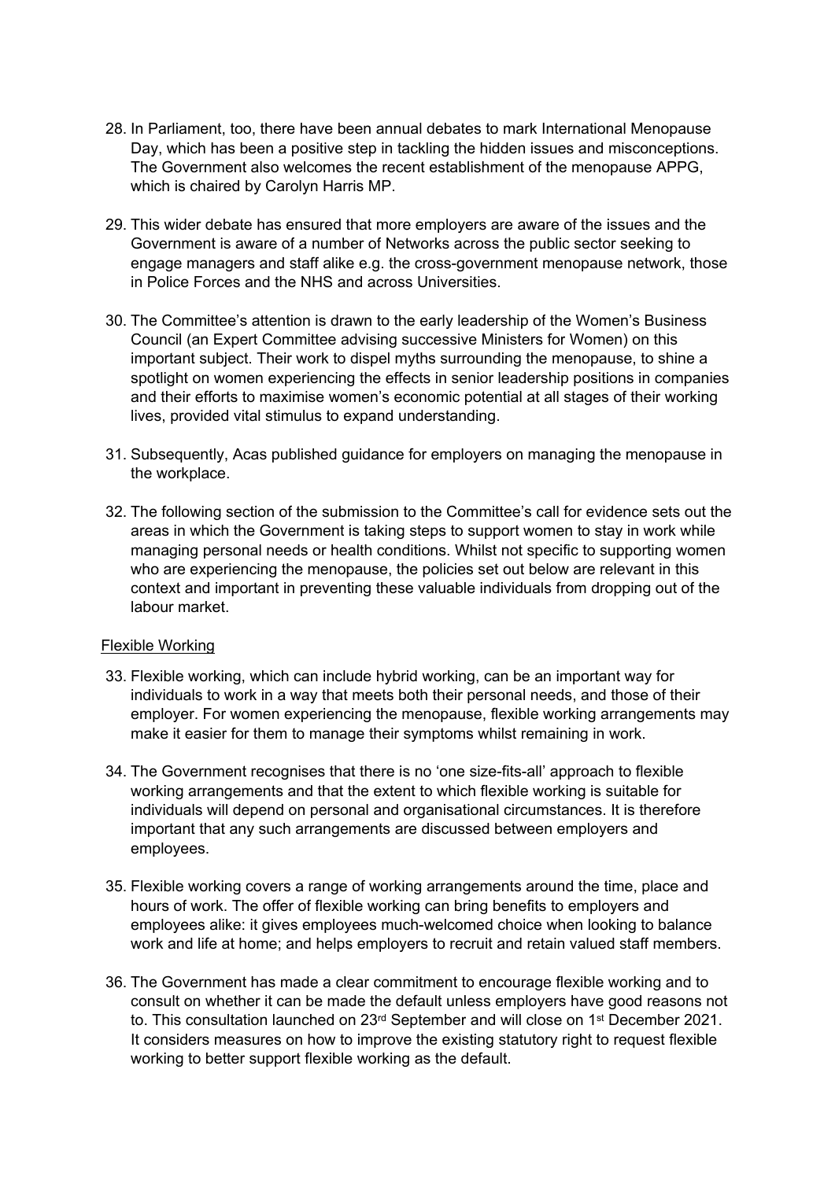28. In Parliament, too, there have been annual debates to mark International Menopause Day, which has been a positive step in tackling the hidden issues and misconceptions. The Government also welcomes the recent establishment of the menopause APPG, which is chaired by Carolyn Harris MP.

29. This wider debate has ensured that more employers are aware of the issues and the Government is aware of a number of Networks across the public sector seeking to engage managers and staff alike e.g. the cross-government menopause network, those in Police Forces and the NHS and across Universities.

30. The Committee's attention is drawn to the early leadership of the Women's Business Council (an Expert Committee advising successive Ministers for Women) on this important subject. Their work to dispel myths surrounding the menopause, to shine a spotlight on women experiencing the effects in senior leadership positions in companies and their efforts to maximise women's economic potential at all stages of their working lives, provided vital stimulus to expand understanding.

31. Subsequently, Acas published guidance for employers on managing the menopause in the workplace.

32. The following section of the submission to the Committee's call for evidence sets out the areas in which the Government is taking steps to support women to stay in work while managing personal needs or health conditions. Whilst not specific to supporting women who are experiencing the menopause, the policies set out below are relevant in this context and important in preventing these valuable individuals from dropping out of the labour market.

<u>Flexible Working</u>

33. Flexible working, which can include hybrid working, can be an important way for individuals to work in a way that meets both their personal needs, and those of their employer. For women experiencing the menopause, flexible working arrangements may make it easier for them to manage their symptoms whilst remaining in work.

34. The Government recognises that there is no 'one size-fits-all' approach to flexible working arrangements and that the extent to which flexible working is suitable for individuals will depend on personal and organisational circumstances. It is therefore important that any such arrangements are discussed between employers and employees.

35. Flexible working covers a range of working arrangements around the time, place and hours of work. The offer of flexible working can bring benefits to employers and employees alike: it gives employees much-welcomed choice when looking to balance work and life at home; and helps employers to recruit and retain valued staff members.

36. The Government has made a clear commitment to encourage flexible working and to consult on whether it can be made the default unless employers have good reasons not to. This consultation launched on 23rd September and will close on 1st December 2021. It considers measures on how to improve the existing statutory right to request flexible working to better support flexible working as the default.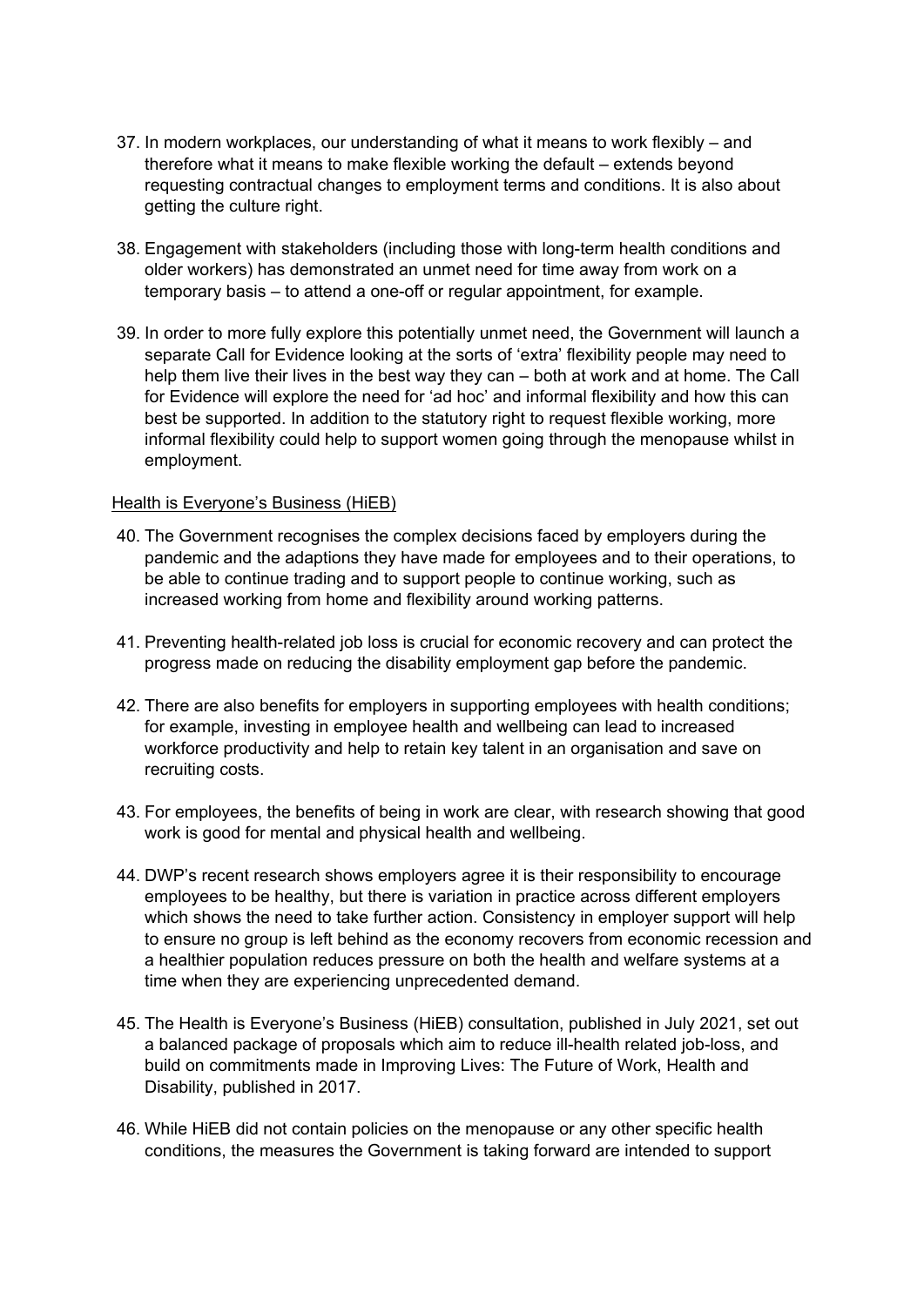37. In modern workplaces, our understanding of what it means to work flexibly – and therefore what it means to make flexible working the default – extends beyond requesting contractual changes to employment terms and conditions. It is also about getting the culture right.

38. Engagement with stakeholders (including those with long-term health conditions and older workers) has demonstrated an unmet need for time away from work on a temporary basis – to attend a one-off or regular appointment, for example.

39. In order to more fully explore this potentially unmet need, the Government will launch a separate Call for Evidence looking at the sorts of 'extra' flexibility people may need to help them live their lives in the best way they can – both at work and at home. The Call for Evidence will explore the need for 'ad hoc' and informal flexibility and how this can best be supported. In addition to the statutory right to request flexible working, more informal flexibility could help to support women going through the menopause whilst in employment.

<u>Health is Everyone's Business (HiEB)</u>

40. The Government recognises the complex decisions faced by employers during the pandemic and the adaptions they have made for employees and to their operations, to be able to continue trading and to support people to continue working, such as increased working from home and flexibility around working patterns.

41. Preventing health-related job loss is crucial for economic recovery and can protect the progress made on reducing the disability employment gap before the pandemic.

42. There are also benefits for employers in supporting employees with health conditions; for example, investing in employee health and wellbeing can lead to increased workforce productivity and help to retain key talent in an organisation and save on recruiting costs.

43. For employees, the benefits of being in work are clear, with research showing that good work is good for mental and physical health and wellbeing.

44. DWP's recent research shows employers agree it is their responsibility to encourage employees to be healthy, but there is variation in practice across different employers which shows the need to take further action. Consistency in employer support will help to ensure no group is left behind as the economy recovers from economic recession and a healthier population reduces pressure on both the health and welfare systems at a time when they are experiencing unprecedented demand.

45. The Health is Everyone's Business (HiEB) consultation, published in July 2021, set out a balanced package of proposals which aim to reduce ill-health related job-loss, and build on commitments made in Improving Lives: The Future of Work, Health and Disability, published in 2017.

46. While HiEB did not contain policies on the menopause or any other specific health conditions, the measures the Government is taking forward are intended to support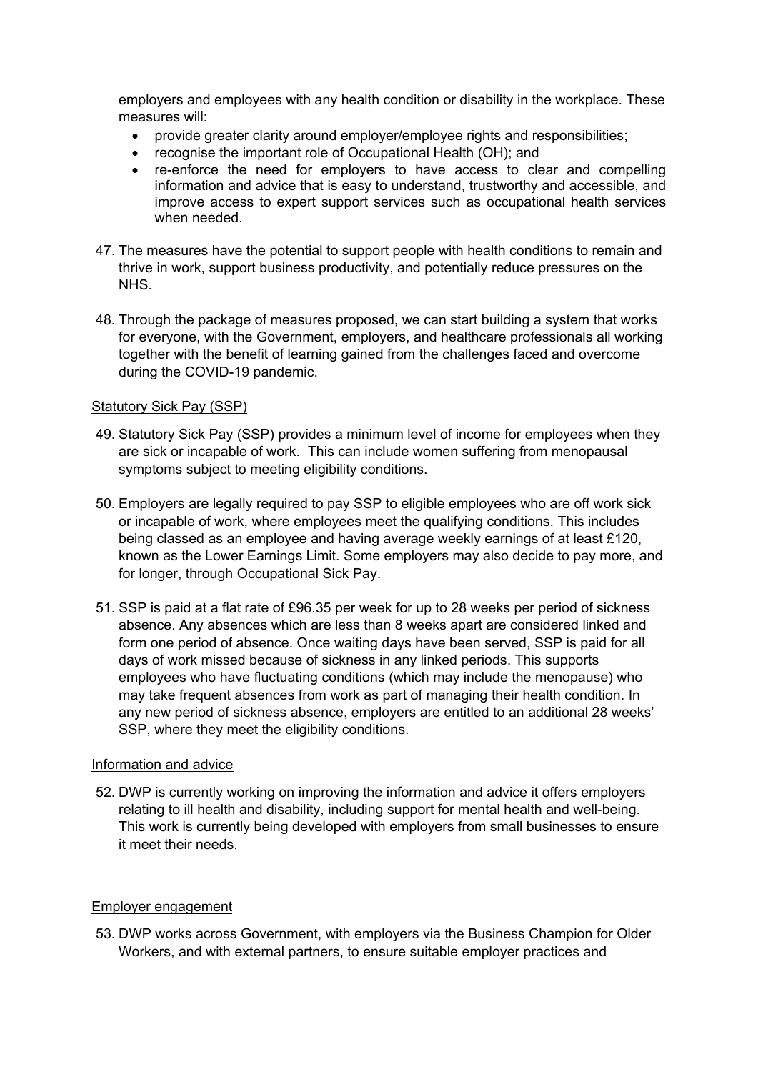employers and employees with any health condition or disability in the workplace. These measures will:

- provide greater clarity around employer/employee rights and responsibilities;
- recognise the important role of Occupational Health (OH); and
- re-enforce the need for employers to have access to clear and compelling information and advice that is easy to understand, trustworthy and accessible, and improve access to expert support services such as occupational health services when needed.

47. The measures have the potential to support people with health conditions to remain and thrive in work, support business productivity, and potentially reduce pressures on the NHS.

48. Through the package of measures proposed, we can start building a system that works for everyone, with the Government, employers, and healthcare professionals all working together with the benefit of learning gained from the challenges faced and overcome during the COVID-19 pandemic.

Statutory Sick Pay (SSP)

49. Statutory Sick Pay (SSP) provides a minimum level of income for employees when they are sick or incapable of work. This can include women suffering from menopausal symptoms subject to meeting eligibility conditions.

50. Employers are legally required to pay SSP to eligible employees who are off work sick or incapable of work, where employees meet the qualifying conditions. This includes being classed as an employee and having average weekly earnings of at least £120, known as the Lower Earnings Limit. Some employers may also decide to pay more, and for longer, through Occupational Sick Pay.

51. SSP is paid at a flat rate of £96.35 per week for up to 28 weeks per period of sickness absence. Any absences which are less than 8 weeks apart are considered linked and form one period of absence. Once waiting days have been served, SSP is paid for all days of work missed because of sickness in any linked periods. This supports employees who have fluctuating conditions (which may include the menopause) who may take frequent absences from work as part of managing their health condition. In any new period of sickness absence, employers are entitled to an additional 28 weeks' SSP, where they meet the eligibility conditions.

Information and advice

52. DWP is currently working on improving the information and advice it offers employers relating to ill health and disability, including support for mental health and well-being. This work is currently being developed with employers from small businesses to ensure it meet their needs.

Employer engagement

53. DWP works across Government, with employers via the Business Champion for Older Workers, and with external partners, to ensure suitable employer practices and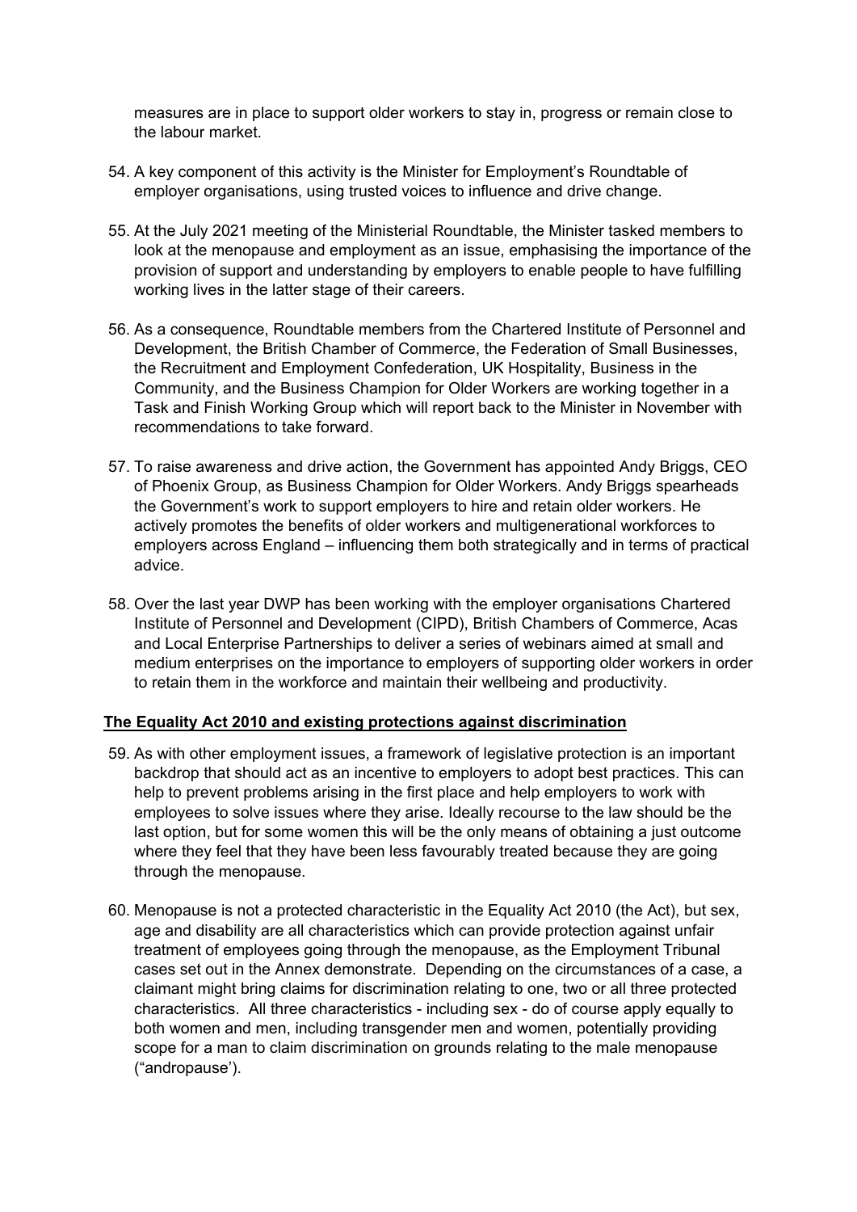measures are in place to support older workers to stay in, progress or remain close to the labour market.

54. A key component of this activity is the Minister for Employment's Roundtable of employer organisations, using trusted voices to influence and drive change.

55. At the July 2021 meeting of the Ministerial Roundtable, the Minister tasked members to look at the menopause and employment as an issue, emphasising the importance of the provision of support and understanding by employers to enable people to have fulfilling working lives in the latter stage of their careers.

56. As a consequence, Roundtable members from the Chartered Institute of Personnel and Development, the British Chamber of Commerce, the Federation of Small Businesses, the Recruitment and Employment Confederation, UK Hospitality, Business in the Community, and the Business Champion for Older Workers are working together in a Task and Finish Working Group which will report back to the Minister in November with recommendations to take forward.

57. To raise awareness and drive action, the Government has appointed Andy Briggs, CEO of Phoenix Group, as Business Champion for Older Workers. Andy Briggs spearheads the Government's work to support employers to hire and retain older workers. He actively promotes the benefits of older workers and multigenerational workforces to employers across England – influencing them both strategically and in terms of practical advice.

58. Over the last year DWP has been working with the employer organisations Chartered Institute of Personnel and Development (CIPD), British Chambers of Commerce, Acas and Local Enterprise Partnerships to deliver a series of webinars aimed at small and medium enterprises on the importance to employers of supporting older workers in order to retain them in the workforce and maintain their wellbeing and productivity.

**The Equality Act 2010 and existing protections against discrimination**

59. As with other employment issues, a framework of legislative protection is an important backdrop that should act as an incentive to employers to adopt best practices. This can help to prevent problems arising in the first place and help employers to work with employees to solve issues where they arise. Ideally recourse to the law should be the last option, but for some women this will be the only means of obtaining a just outcome where they feel that they have been less favourably treated because they are going through the menopause.

60. Menopause is not a protected characteristic in the Equality Act 2010 (the Act), but sex, age and disability are all characteristics which can provide protection against unfair treatment of employees going through the menopause, as the Employment Tribunal cases set out in the Annex demonstrate. Depending on the circumstances of a case, a claimant might bring claims for discrimination relating to one, two or all three protected characteristics. All three characteristics - including sex - do of course apply equally to both women and men, including transgender men and women, potentially providing scope for a man to claim discrimination on grounds relating to the male menopause ("andropause').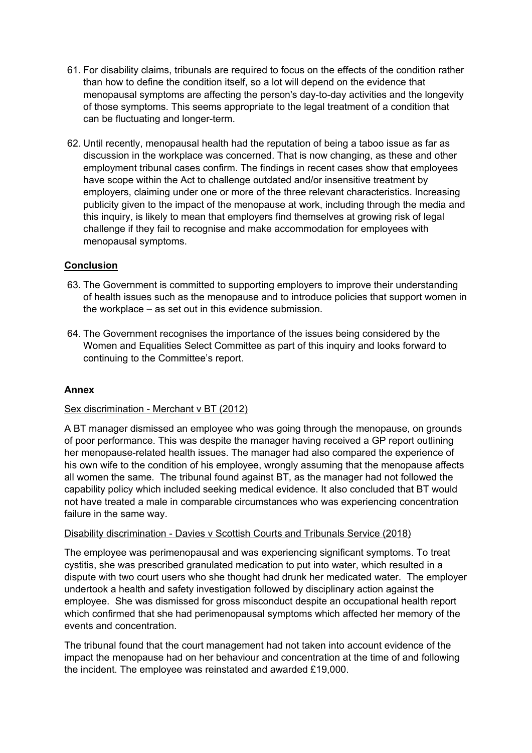61. For disability claims, tribunals are required to focus on the effects of the condition rather than how to define the condition itself, so a lot will depend on the evidence that menopausal symptoms are affecting the person's day-to-day activities and the longevity of those symptoms. This seems appropriate to the legal treatment of a condition that can be fluctuating and longer-term.

62. Until recently, menopausal health had the reputation of being a taboo issue as far as discussion in the workplace was concerned. That is now changing, as these and other employment tribunal cases confirm. The findings in recent cases show that employees have scope within the Act to challenge outdated and/or insensitive treatment by employers, claiming under one or more of the three relevant characteristics. Increasing publicity given to the impact of the menopause at work, including through the media and this inquiry, is likely to mean that employers find themselves at growing risk of legal challenge if they fail to recognise and make accommodation for employees with menopausal symptoms.

## Conclusion

63. The Government is committed to supporting employers to improve their understanding of health issues such as the menopause and to introduce policies that support women in the workplace – as set out in this evidence submission.

64. The Government recognises the importance of the issues being considered by the Women and Equalities Select Committee as part of this inquiry and looks forward to continuing to the Committee's report.

## Annex

Sex discrimination - Merchant v BT (2012)

A BT manager dismissed an employee who was going through the menopause, on grounds of poor performance. This was despite the manager having received a GP report outlining her menopause-related health issues. The manager had also compared the experience of his own wife to the condition of his employee, wrongly assuming that the menopause affects all women the same. The tribunal found against BT, as the manager had not followed the capability policy which included seeking medical evidence. It also concluded that BT would not have treated a male in comparable circumstances who was experiencing concentration failure in the same way.

Disability discrimination - Davies v Scottish Courts and Tribunals Service (2018)

The employee was perimenopausal and was experiencing significant symptoms. To treat cystitis, she was prescribed granulated medication to put into water, which resulted in a dispute with two court users who she thought had drunk her medicated water. The employer undertook a health and safety investigation followed by disciplinary action against the employee. She was dismissed for gross misconduct despite an occupational health report which confirmed that she had perimenopausal symptoms which affected her memory of the events and concentration.

The tribunal found that the court management had not taken into account evidence of the impact the menopause had on her behaviour and concentration at the time of and following the incident. The employee was reinstated and awarded £19,000.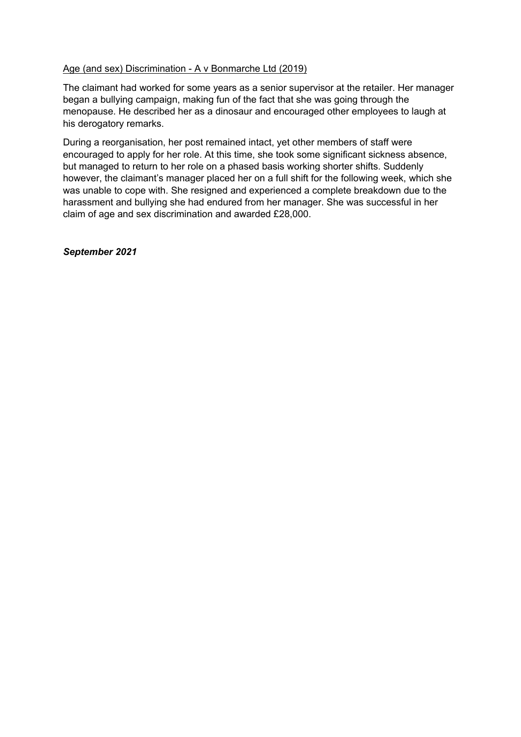<u>Age (and sex) Discrimination - A v Bonmarche Ltd (2019)</u>

The claimant had worked for some years as a senior supervisor at the retailer. Her manager began a bullying campaign, making fun of the fact that she was going through the menopause. He described her as a dinosaur and encouraged other employees to laugh at his derogatory remarks.

During a reorganisation, her post remained intact, yet other members of staff were encouraged to apply for her role. At this time, she took some significant sickness absence, but managed to return to her role on a phased basis working shorter shifts. Suddenly however, the claimant's manager placed her on a full shift for the following week, which she was unable to cope with. She resigned and experienced a complete breakdown due to the harassment and bullying she had endured from her manager. She was successful in her claim of age and sex discrimination and awarded £28,000.

***September 2021***